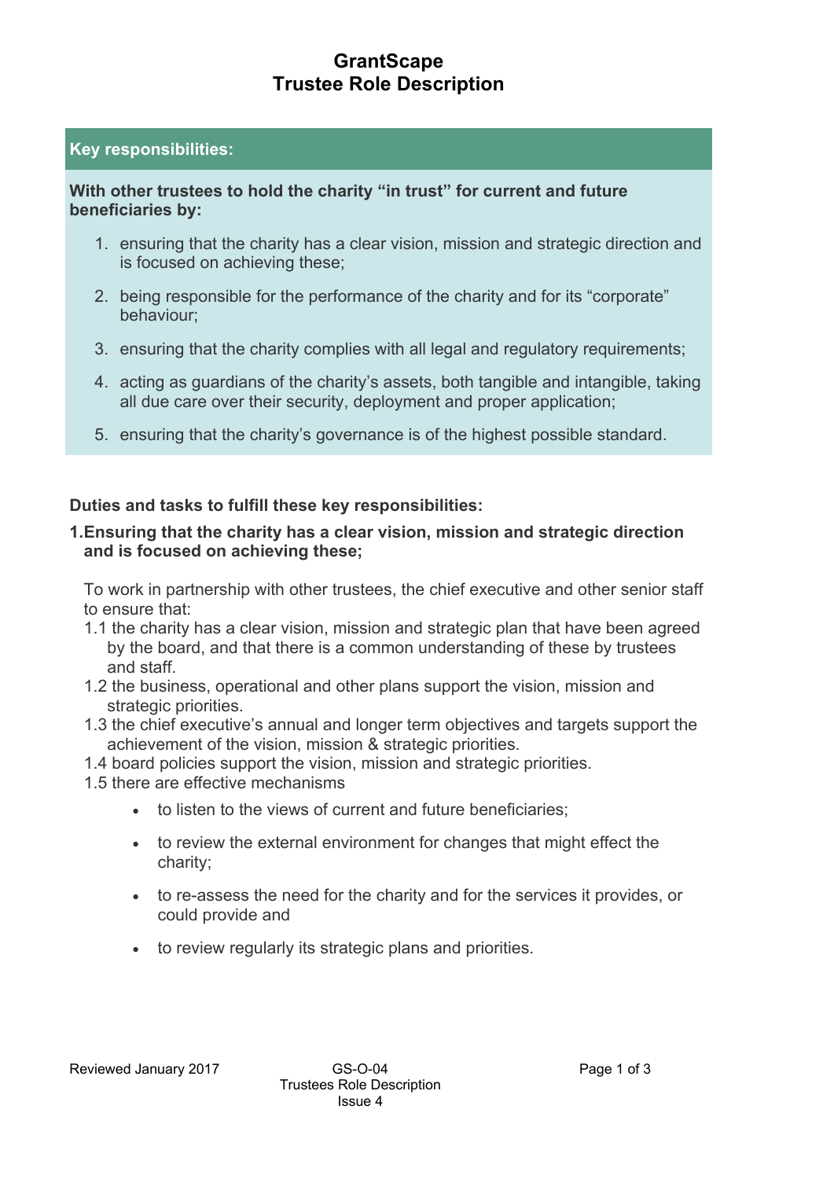# GrantScape
# Trustee Role Description

## Key responsibilities:

**With other trustees to hold the charity "in trust" for current and future beneficiaries by:**

1. ensuring that the charity has a clear vision, mission and strategic direction and is focused on achieving these;
2. being responsible for the performance of the charity and for its "corporate" behaviour;
3. ensuring that the charity complies with all legal and regulatory requirements;
4. acting as guardians of the charity's assets, both tangible and intangible, taking all due care over their security, deployment and proper application;
5. ensuring that the charity's governance is of the highest possible standard.

**Duties and tasks to fulfill these key responsibilities:**

**1. Ensuring that the charity has a clear vision, mission and strategic direction and is focused on achieving these;**

To work in partnership with other trustees, the chief executive and other senior staff to ensure that:

1.1 the charity has a clear vision, mission and strategic plan that have been agreed by the board, and that there is a common understanding of these by trustees and staff.

1.2 the business, operational and other plans support the vision, mission and strategic priorities.

1.3 the chief executive's annual and longer term objectives and targets support the achievement of the vision, mission & strategic priorities.

1.4 board policies support the vision, mission and strategic priorities.

1.5 there are effective mechanisms

- to listen to the views of current and future beneficiaries;
- to review the external environment for changes that might effect the charity;
- to re-assess the need for the charity and for the services it provides, or could provide and
- to review regularly its strategic plans and priorities.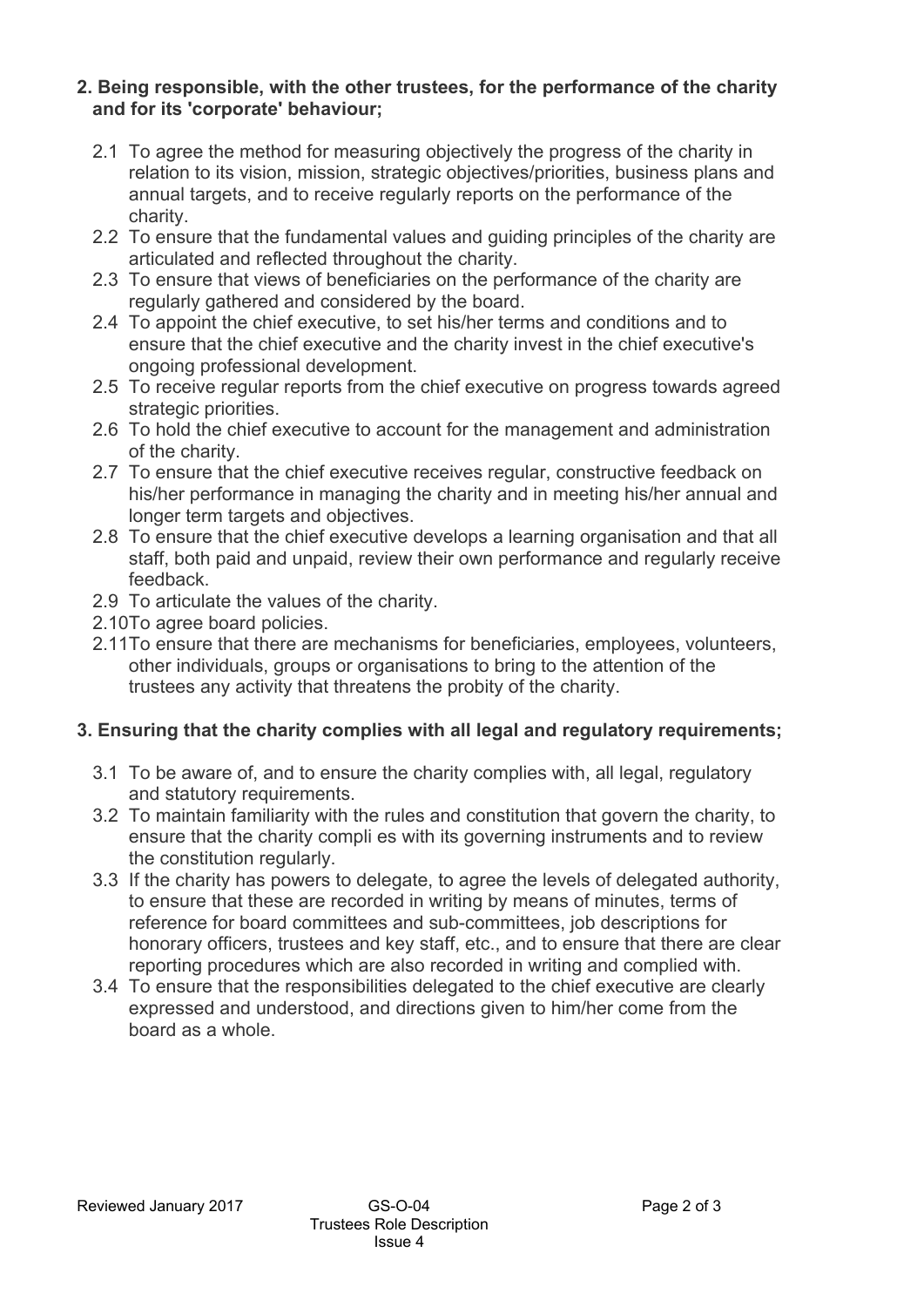**2. Being responsible, with the other trustees, for the performance of the charity and for its 'corporate' behaviour;**

- 2.1 To agree the method for measuring objectively the progress of the charity in relation to its vision, mission, strategic objectives/priorities, business plans and annual targets, and to receive regularly reports on the performance of the charity.
- 2.2 To ensure that the fundamental values and guiding principles of the charity are articulated and reflected throughout the charity.
- 2.3 To ensure that views of beneficiaries on the performance of the charity are regularly gathered and considered by the board.
- 2.4 To appoint the chief executive, to set his/her terms and conditions and to ensure that the chief executive and the charity invest in the chief executive's ongoing professional development.
- 2.5 To receive regular reports from the chief executive on progress towards agreed strategic priorities.
- 2.6 To hold the chief executive to account for the management and administration of the charity.
- 2.7 To ensure that the chief executive receives regular, constructive feedback on his/her performance in managing the charity and in meeting his/her annual and longer term targets and objectives.
- 2.8 To ensure that the chief executive develops a learning organisation and that all staff, both paid and unpaid, review their own performance and regularly receive feedback.
- 2.9 To articulate the values of the charity.
- 2.10To agree board policies.
- 2.11To ensure that there are mechanisms for beneficiaries, employees, volunteers, other individuals, groups or organisations to bring to the attention of the trustees any activity that threatens the probity of the charity.

**3. Ensuring that the charity complies with all legal and regulatory requirements;**

- 3.1 To be aware of, and to ensure the charity complies with, all legal, regulatory and statutory requirements.
- 3.2 To maintain familiarity with the rules and constitution that govern the charity, to ensure that the charity compli es with its governing instruments and to review the constitution regularly.
- 3.3 If the charity has powers to delegate, to agree the levels of delegated authority, to ensure that these are recorded in writing by means of minutes, terms of reference for board committees and sub-committees, job descriptions for honorary officers, trustees and key staff, etc., and to ensure that there are clear reporting procedures which are also recorded in writing and complied with.
- 3.4 To ensure that the responsibilities delegated to the chief executive are clearly expressed and understood, and directions given to him/her come from the board as a whole.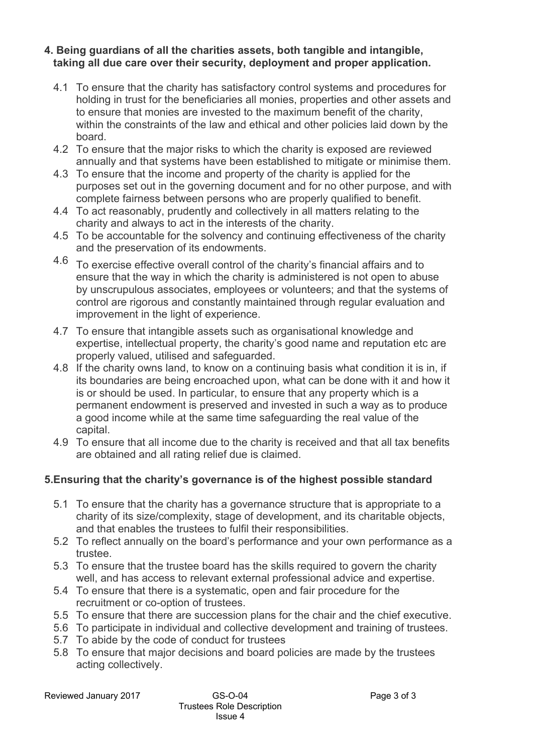## 4. Being guardians of all the charities assets, both tangible and intangible, taking all due care over their security, deployment and proper application.

4.1 To ensure that the charity has satisfactory control systems and procedures for holding in trust for the beneficiaries all monies, properties and other assets and to ensure that monies are invested to the maximum benefit of the charity, within the constraints of the law and ethical and other policies laid down by the board.

4.2 To ensure that the major risks to which the charity is exposed are reviewed annually and that systems have been established to mitigate or minimise them.

4.3 To ensure that the income and property of the charity is applied for the purposes set out in the governing document and for no other purpose, and with complete fairness between persons who are properly qualified to benefit.

4.4 To act reasonably, prudently and collectively in all matters relating to the charity and always to act in the interests of the charity.

4.5 To be accountable for the solvency and continuing effectiveness of the charity and the preservation of its endowments.

4.6 To exercise effective overall control of the charity's financial affairs and to ensure that the way in which the charity is administered is not open to abuse by unscrupulous associates, employees or volunteers; and that the systems of control are rigorous and constantly maintained through regular evaluation and improvement in the light of experience.

4.7 To ensure that intangible assets such as organisational knowledge and expertise, intellectual property, the charity's good name and reputation etc are properly valued, utilised and safeguarded.

4.8 If the charity owns land, to know on a continuing basis what condition it is in, if its boundaries are being encroached upon, what can be done with it and how it is or should be used. In particular, to ensure that any property which is a permanent endowment is preserved and invested in such a way as to produce a good income while at the same time safeguarding the real value of the capital.

4.9 To ensure that all income due to the charity is received and that all tax benefits are obtained and all rating relief due is claimed.

## 5.Ensuring that the charity's governance is of the highest possible standard

5.1 To ensure that the charity has a governance structure that is appropriate to a charity of its size/complexity, stage of development, and its charitable objects, and that enables the trustees to fulfil their responsibilities.

5.2 To reflect annually on the board's performance and your own performance as a trustee.

5.3 To ensure that the trustee board has the skills required to govern the charity well, and has access to relevant external professional advice and expertise.

5.4 To ensure that there is a systematic, open and fair procedure for the recruitment or co-option of trustees.

5.5 To ensure that there are succession plans for the chair and the chief executive.

5.6 To participate in individual and collective development and training of trustees.

5.7 To abide by the code of conduct for trustees

5.8 To ensure that major decisions and board policies are made by the trustees acting collectively.